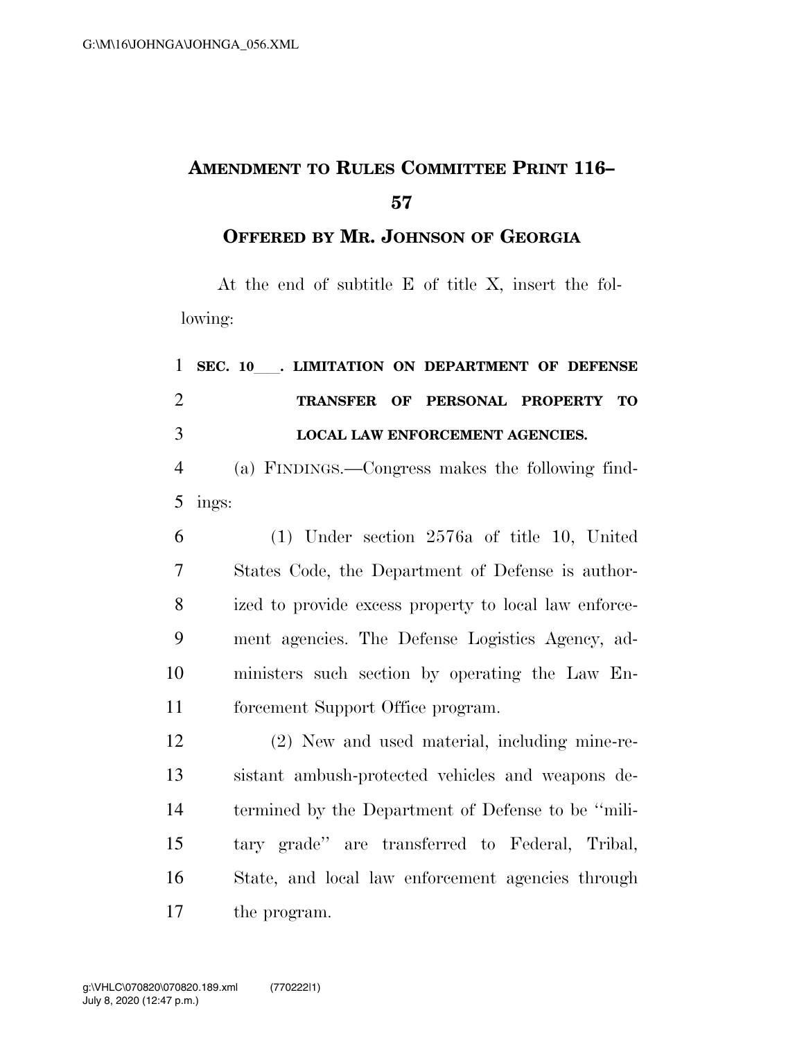# AMENDMENT TO RULES COMMITTEE PRINT 116–57

## OFFERED BY MR. JOHNSON OF GEORGIA

At the end of subtitle E of title X, insert the following:

**SEC. 10___. LIMITATION ON DEPARTMENT OF DEFENSE TRANSFER OF PERSONAL PROPERTY TO LOCAL LAW ENFORCEMENT AGENCIES.**

(a) FINDINGS.—Congress makes the following findings:

(1) Under section 2576a of title 10, United States Code, the Department of Defense is authorized to provide excess property to local law enforcement agencies. The Defense Logistics Agency, administers such section by operating the Law Enforcement Support Office program.

(2) New and used material, including mine-resistant ambush-protected vehicles and weapons determined by the Department of Defense to be "military grade" are transferred to Federal, Tribal, State, and local law enforcement agencies through the program.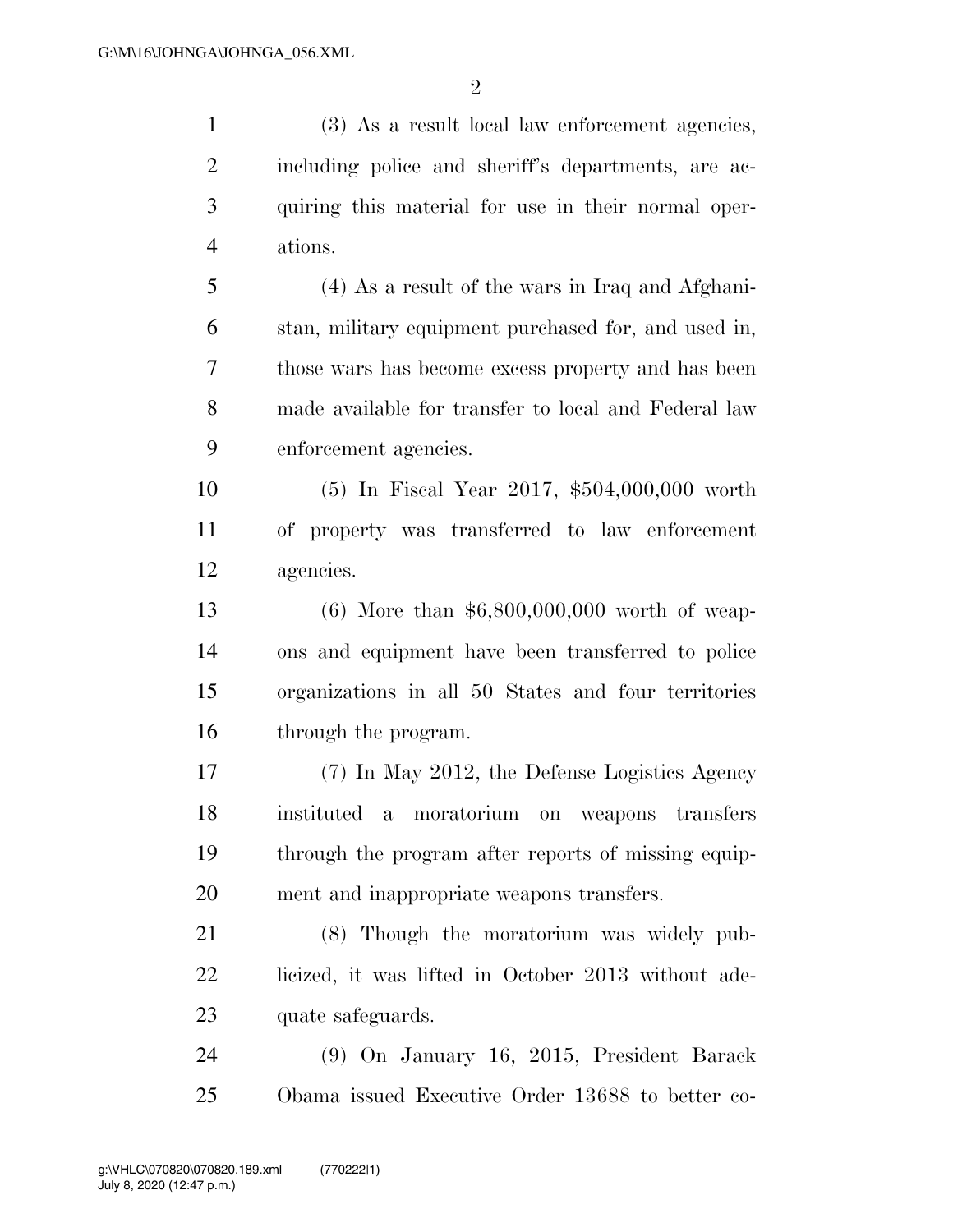(3) As a result local law enforcement agencies, including police and sheriff's departments, are acquiring this material for use in their normal operations.

(4) As a result of the wars in Iraq and Afghanistan, military equipment purchased for, and used in, those wars has become excess property and has been made available for transfer to local and Federal law enforcement agencies.

(5) In Fiscal Year 2017, $504,000,000 worth of property was transferred to law enforcement agencies.

(6) More than $6,800,000,000 worth of weapons and equipment have been transferred to police organizations in all 50 States and four territories through the program.

(7) In May 2012, the Defense Logistics Agency instituted a moratorium on weapons transfers through the program after reports of missing equipment and inappropriate weapons transfers.

(8) Though the moratorium was widely publicized, it was lifted in October 2013 without adequate safeguards.

(9) On January 16, 2015, President Barack Obama issued Executive Order 13688 to better co-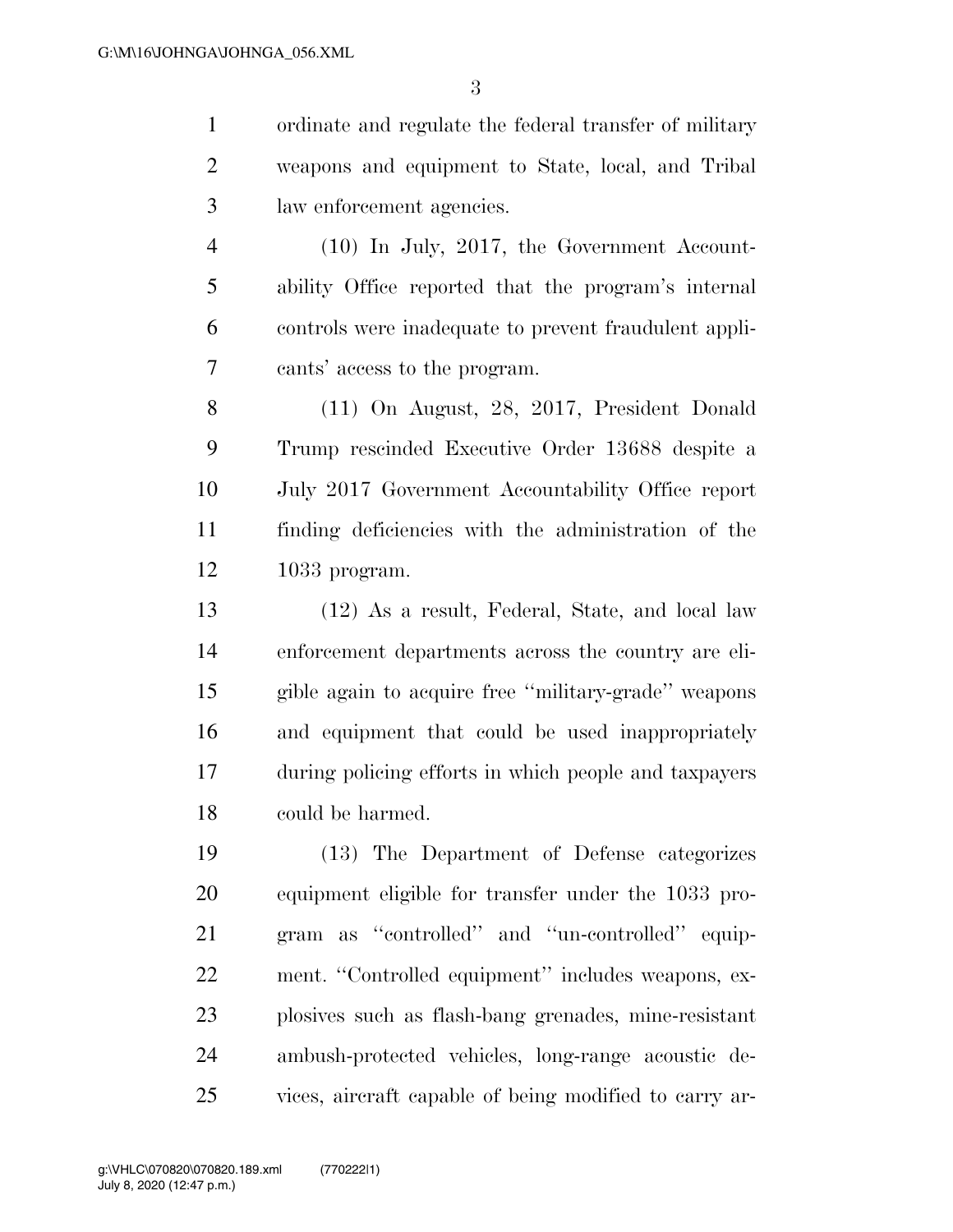ordinate and regulate the federal transfer of military weapons and equipment to State, local, and Tribal law enforcement agencies.

(10) In July, 2017, the Government Accountability Office reported that the program's internal controls were inadequate to prevent fraudulent applicants' access to the program.

(11) On August, 28, 2017, President Donald Trump rescinded Executive Order 13688 despite a July 2017 Government Accountability Office report finding deficiencies with the administration of the 1033 program.

(12) As a result, Federal, State, and local law enforcement departments across the country are eligible again to acquire free "military-grade" weapons and equipment that could be used inappropriately during policing efforts in which people and taxpayers could be harmed.

(13) The Department of Defense categorizes equipment eligible for transfer under the 1033 program as "controlled" and "un-controlled" equipment. "Controlled equipment" includes weapons, explosives such as flash-bang grenades, mine-resistant ambush-protected vehicles, long-range acoustic devices, aircraft capable of being modified to carry ar-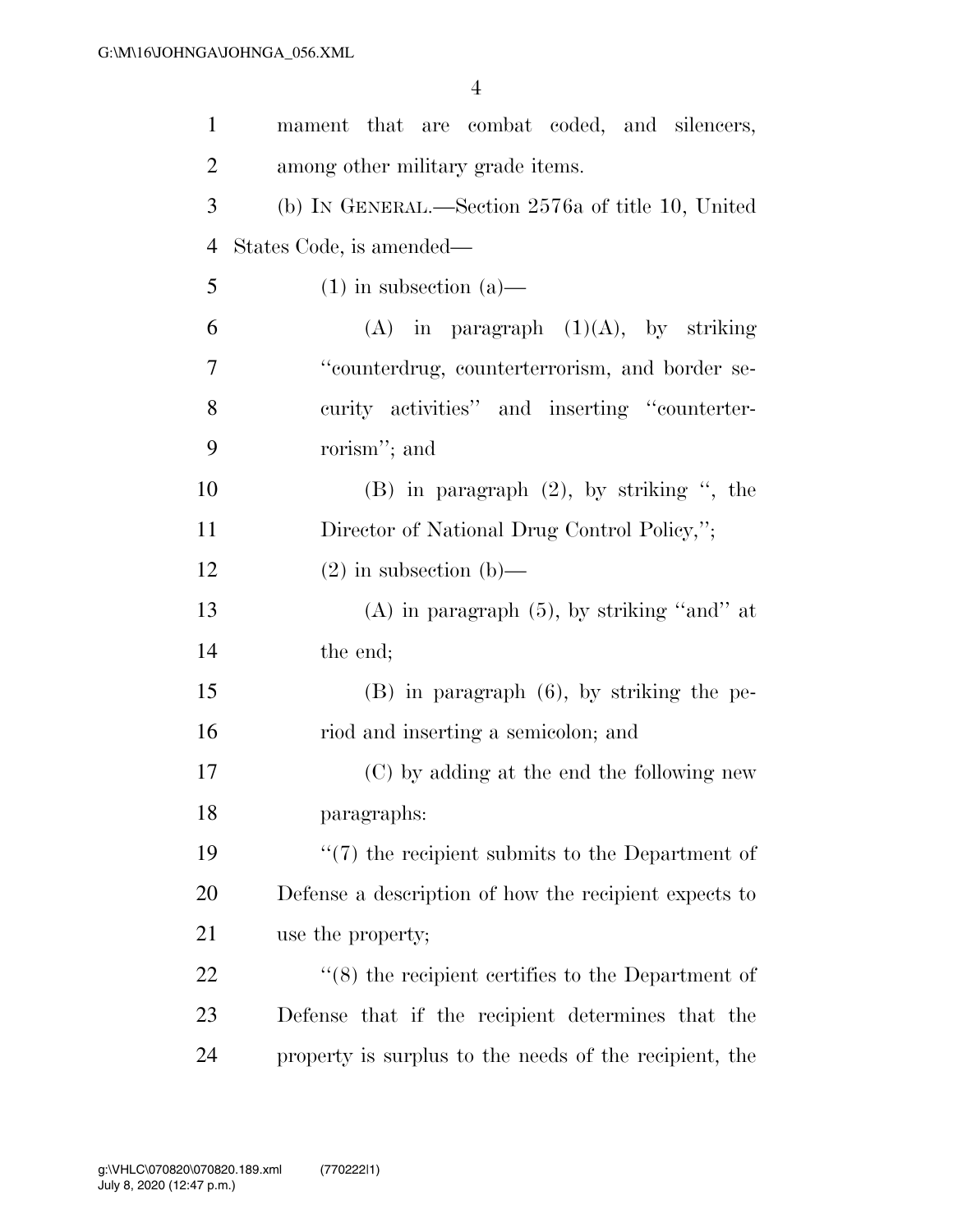mament that are combat coded, and silencers, among other military grade items.

(b) IN GENERAL.—Section 2576a of title 10, United States Code, is amended—

(1) in subsection (a)—

(A) in paragraph (1)(A), by striking ''counterdrug, counterterrorism, and border security activities'' and inserting ''counterterrorism''; and

(B) in paragraph (2), by striking '', the Director of National Drug Control Policy,'';

(2) in subsection (b)—

(A) in paragraph (5), by striking ''and'' at the end;

(B) in paragraph (6), by striking the period and inserting a semicolon; and

(C) by adding at the end the following new paragraphs:

''(7) the recipient submits to the Department of Defense a description of how the recipient expects to use the property;

''(8) the recipient certifies to the Department of Defense that if the recipient determines that the property is surplus to the needs of the recipient, the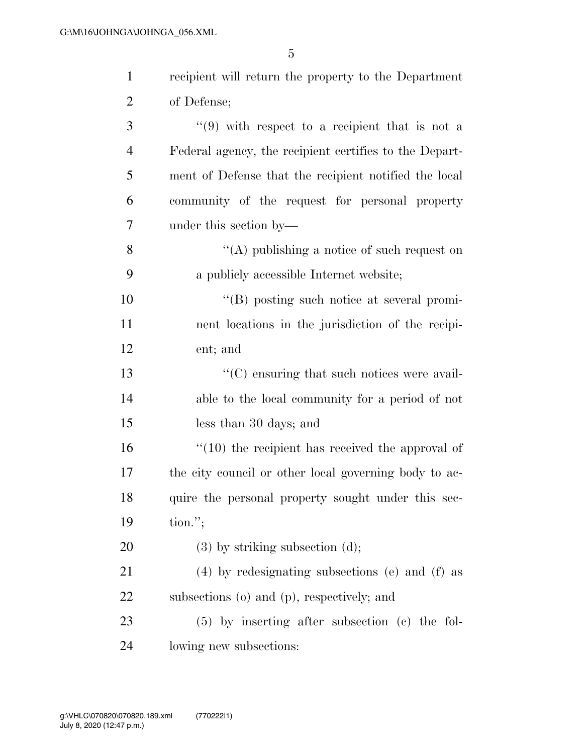recipient will return the property to the Department of Defense;

"(9) with respect to a recipient that is not a Federal agency, the recipient certifies to the Department of Defense that the recipient notified the local community of the request for personal property under this section by—

"(A) publishing a notice of such request on a publicly accessible Internet website;

"(B) posting such notice at several prominent locations in the jurisdiction of the recipient; and

"(C) ensuring that such notices were available to the local community for a period of not less than 30 days; and

"(10) the recipient has received the approval of the city council or other local governing body to acquire the personal property sought under this section.";

(3) by striking subsection (d);

(4) by redesignating subsections (e) and (f) as subsections (o) and (p), respectively; and

(5) by inserting after subsection (c) the following new subsections: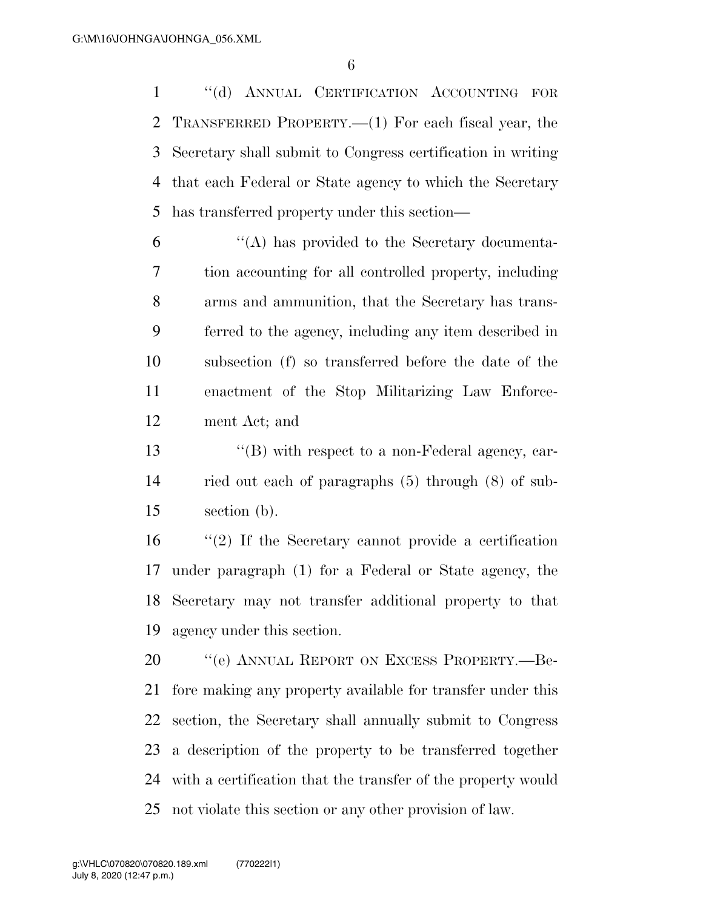"(d) ANNUAL CERTIFICATION ACCOUNTING FOR TRANSFERRED PROPERTY.—(1) For each fiscal year, the Secretary shall submit to Congress certification in writing that each Federal or State agency to which the Secretary has transferred property under this section—

"(A) has provided to the Secretary documentation accounting for all controlled property, including arms and ammunition, that the Secretary has transferred to the agency, including any item described in subsection (f) so transferred before the date of the enactment of the Stop Militarizing Law Enforcement Act; and

"(B) with respect to a non-Federal agency, carried out each of paragraphs (5) through (8) of subsection (b).

"(2) If the Secretary cannot provide a certification under paragraph (1) for a Federal or State agency, the Secretary may not transfer additional property to that agency under this section.

"(e) ANNUAL REPORT ON EXCESS PROPERTY.—Before making any property available for transfer under this section, the Secretary shall annually submit to Congress a description of the property to be transferred together with a certification that the transfer of the property would not violate this section or any other provision of law.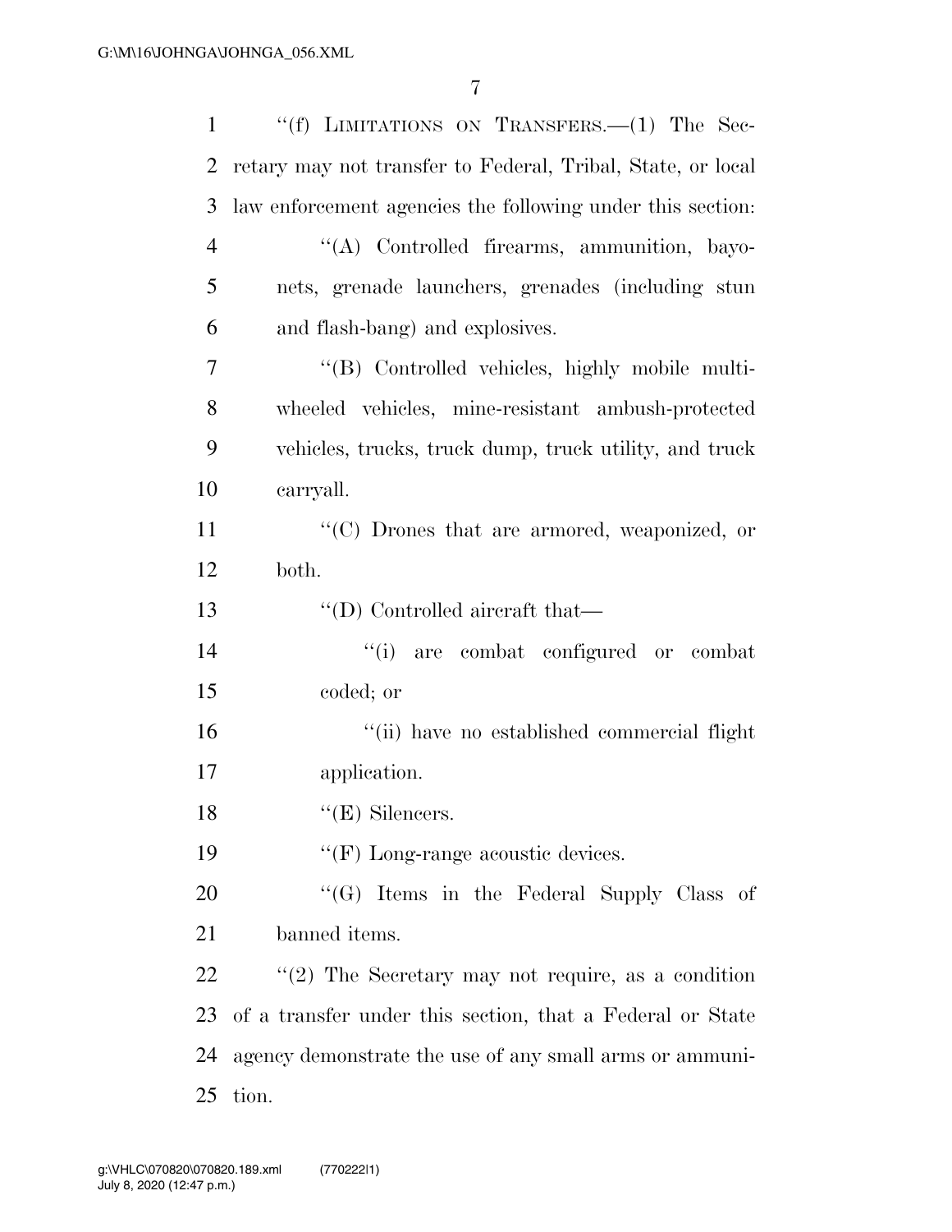"(f) LIMITATIONS ON TRANSFERS.—(1) The Secretary may not transfer to Federal, Tribal, State, or local law enforcement agencies the following under this section:

"(A) Controlled firearms, ammunition, bayonets, grenade launchers, grenades (including stun and flash-bang) and explosives.

"(B) Controlled vehicles, highly mobile multi-wheeled vehicles, mine-resistant ambush-protected vehicles, trucks, truck dump, truck utility, and truck carryall.

"(C) Drones that are armored, weaponized, or both.

"(D) Controlled aircraft that—

"(i) are combat configured or combat coded; or

"(ii) have no established commercial flight application.

"(E) Silencers.

"(F) Long-range acoustic devices.

"(G) Items in the Federal Supply Class of banned items.

"(2) The Secretary may not require, as a condition of a transfer under this section, that a Federal or State agency demonstrate the use of any small arms or ammunition.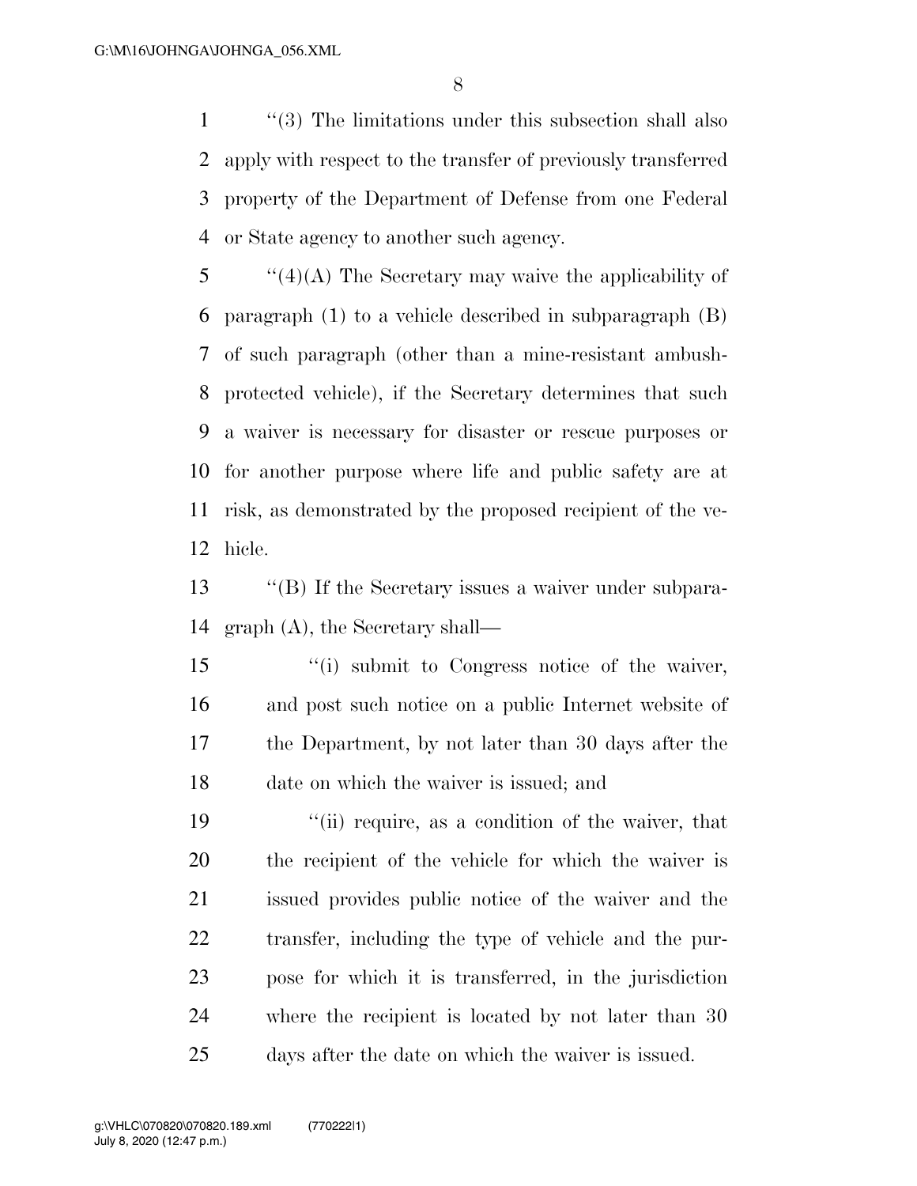''(3) The limitations under this subsection shall also apply with respect to the transfer of previously transferred property of the Department of Defense from one Federal or State agency to another such agency.

''(4)(A) The Secretary may waive the applicability of paragraph (1) to a vehicle described in subparagraph (B) of such paragraph (other than a mine-resistant ambush-protected vehicle), if the Secretary determines that such a waiver is necessary for disaster or rescue purposes or for another purpose where life and public safety are at risk, as demonstrated by the proposed recipient of the vehicle.

''(B) If the Secretary issues a waiver under subparagraph (A), the Secretary shall—

''(i) submit to Congress notice of the waiver, and post such notice on a public Internet website of the Department, by not later than 30 days after the date on which the waiver is issued; and

''(ii) require, as a condition of the waiver, that the recipient of the vehicle for which the waiver is issued provides public notice of the waiver and the transfer, including the type of vehicle and the purpose for which it is transferred, in the jurisdiction where the recipient is located by not later than 30 days after the date on which the waiver is issued.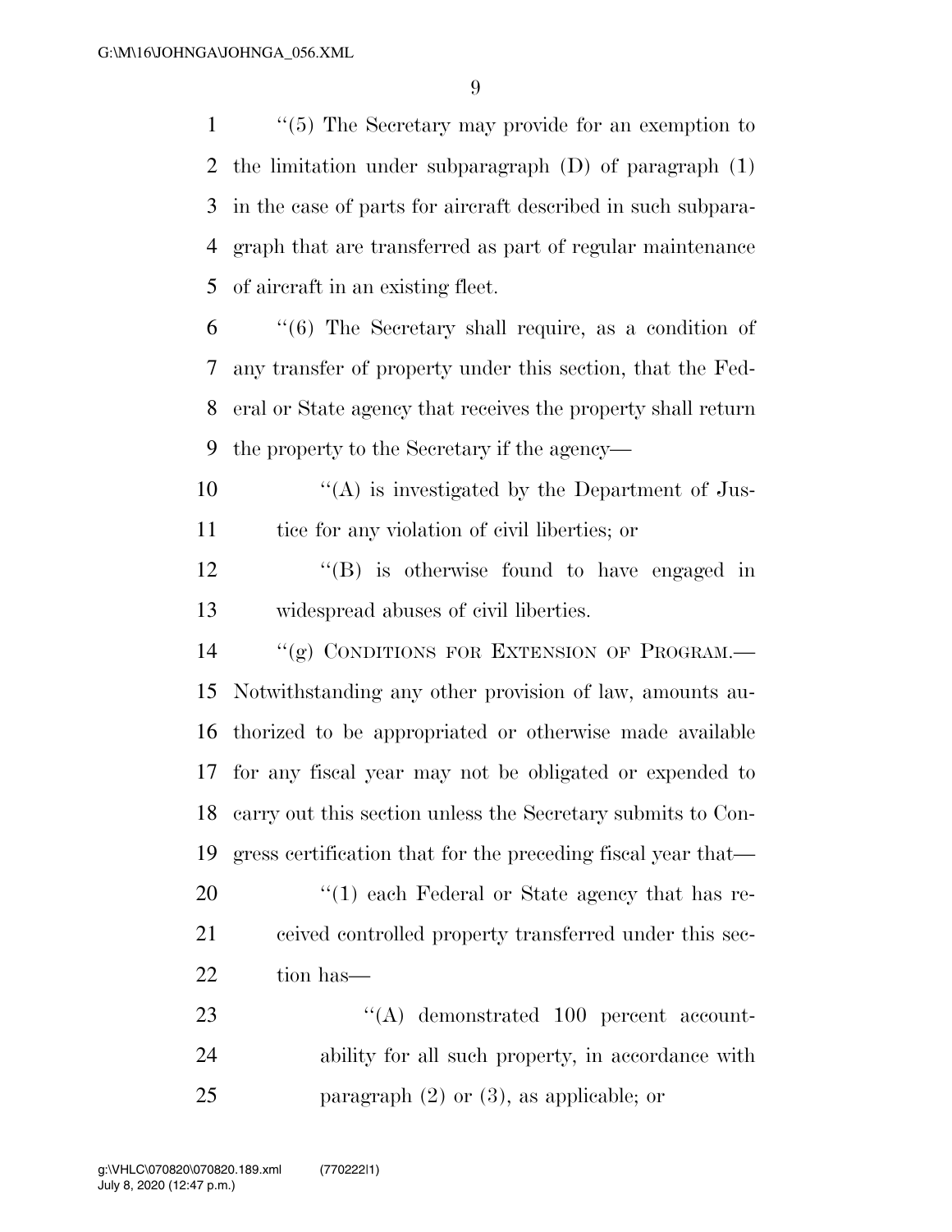''(5) The Secretary may provide for an exemption to the limitation under subparagraph (D) of paragraph (1) in the case of parts for aircraft described in such subparagraph that are transferred as part of regular maintenance of aircraft in an existing fleet.

''(6) The Secretary shall require, as a condition of any transfer of property under this section, that the Federal or State agency that receives the property shall return the property to the Secretary if the agency—

''(A) is investigated by the Department of Justice for any violation of civil liberties; or

''(B) is otherwise found to have engaged in widespread abuses of civil liberties.

''(g) CONDITIONS FOR EXTENSION OF PROGRAM.—Notwithstanding any other provision of law, amounts authorized to be appropriated or otherwise made available for any fiscal year may not be obligated or expended to carry out this section unless the Secretary submits to Congress certification that for the preceding fiscal year that—

''(1) each Federal or State agency that has received controlled property transferred under this section has—

''(A) demonstrated 100 percent accountability for all such property, in accordance with paragraph (2) or (3), as applicable; or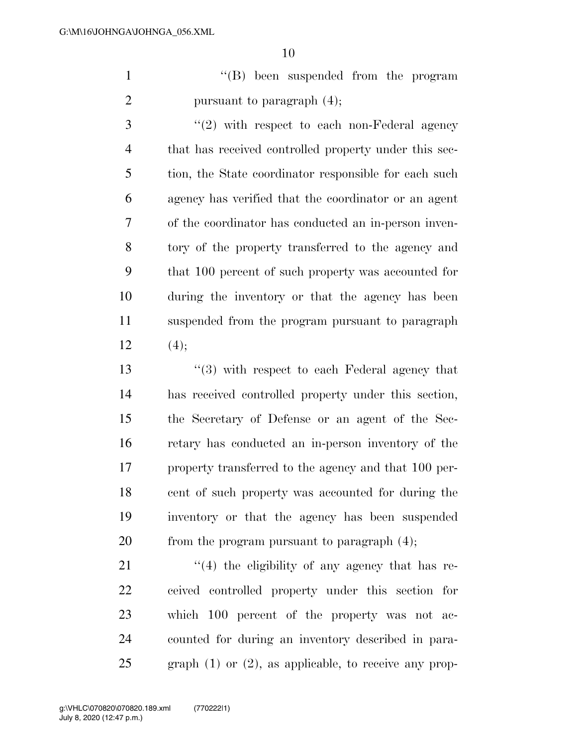''(B) been suspended from the program pursuant to paragraph (4);

''(2) with respect to each non-Federal agency that has received controlled property under this section, the State coordinator responsible for each such agency has verified that the coordinator or an agent of the coordinator has conducted an in-person inventory of the property transferred to the agency and that 100 percent of such property was accounted for during the inventory or that the agency has been suspended from the program pursuant to paragraph (4);

''(3) with respect to each Federal agency that has received controlled property under this section, the Secretary of Defense or an agent of the Secretary has conducted an in-person inventory of the property transferred to the agency and that 100 percent of such property was accounted for during the inventory or that the agency has been suspended from the program pursuant to paragraph (4);

''(4) the eligibility of any agency that has received controlled property under this section for which 100 percent of the property was not accounted for during an inventory described in paragraph (1) or (2), as applicable, to receive any prop-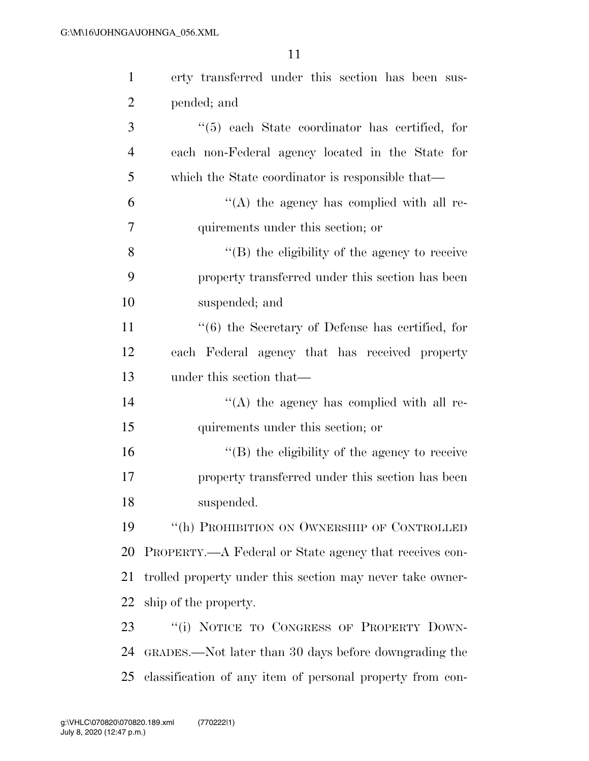erty transferred under this section has been suspended; and

"(5) each State coordinator has certified, for each non-Federal agency located in the State for which the State coordinator is responsible that—

"(A) the agency has complied with all requirements under this section; or

"(B) the eligibility of the agency to receive property transferred under this section has been suspended; and

"(6) the Secretary of Defense has certified, for each Federal agency that has received property under this section that—

"(A) the agency has complied with all requirements under this section; or

"(B) the eligibility of the agency to receive property transferred under this section has been suspended.

"(h) PROHIBITION ON OWNERSHIP OF CONTROLLED PROPERTY.—A Federal or State agency that receives controlled property under this section may never take ownership of the property.

"(i) NOTICE TO CONGRESS OF PROPERTY DOWNGRADES.—Not later than 30 days before downgrading the classification of any item of personal property from con-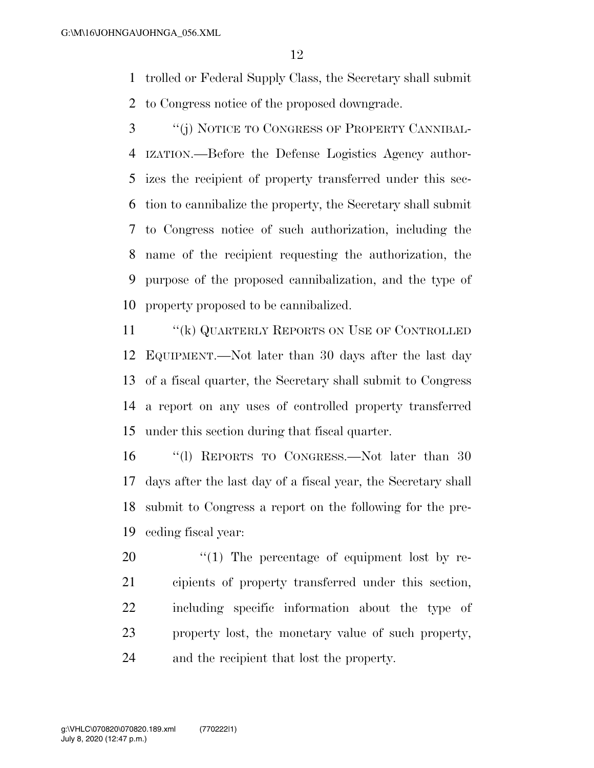trolled or Federal Supply Class, the Secretary shall submit to Congress notice of the proposed downgrade.

''(j) NOTICE TO CONGRESS OF PROPERTY CANNIBALIZATION.—Before the Defense Logistics Agency authorizes the recipient of property transferred under this section to cannibalize the property, the Secretary shall submit to Congress notice of such authorization, including the name of the recipient requesting the authorization, the purpose of the proposed cannibalization, and the type of property proposed to be cannibalized.

''(k) QUARTERLY REPORTS ON USE OF CONTROLLED EQUIPMENT.—Not later than 30 days after the last day of a fiscal quarter, the Secretary shall submit to Congress a report on any uses of controlled property transferred under this section during that fiscal quarter.

''(l) REPORTS TO CONGRESS.—Not later than 30 days after the last day of a fiscal year, the Secretary shall submit to Congress a report on the following for the preceding fiscal year:

''(1) The percentage of equipment lost by recipients of property transferred under this section, including specific information about the type of property lost, the monetary value of such property, and the recipient that lost the property.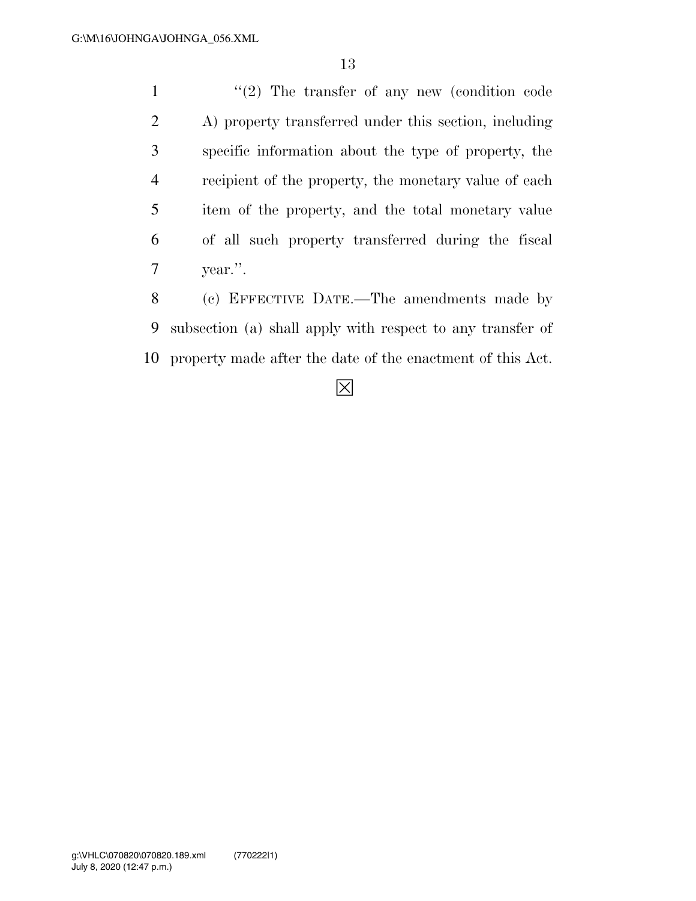"(2) The transfer of any new (condition code A) property transferred under this section, including specific information about the type of property, the recipient of the property, the monetary value of each item of the property, and the total monetary value of all such property transferred during the fiscal year.".

(c) EFFECTIVE DATE.—The amendments made by subsection (a) shall apply with respect to any transfer of property made after the date of the enactment of this Act.

☒